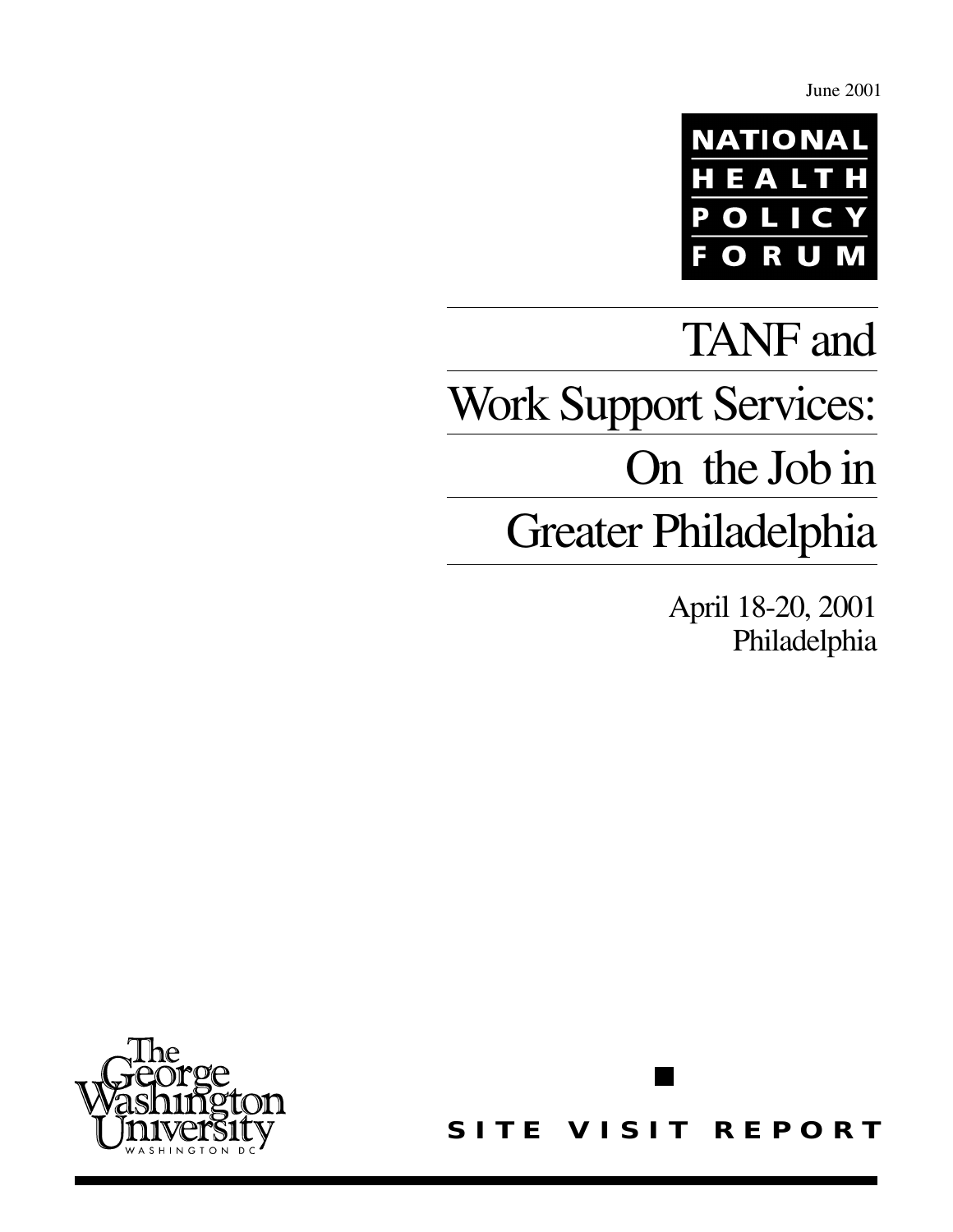June 2001

NATIONAL HEALTH POLICY FORUM

# TANF and Work Support Services: On the Job in Greater Philadelphia

April 18-20, 2001
Philadelphia

The George Washington University
WASHINGTON DC

SITE VISIT REPORT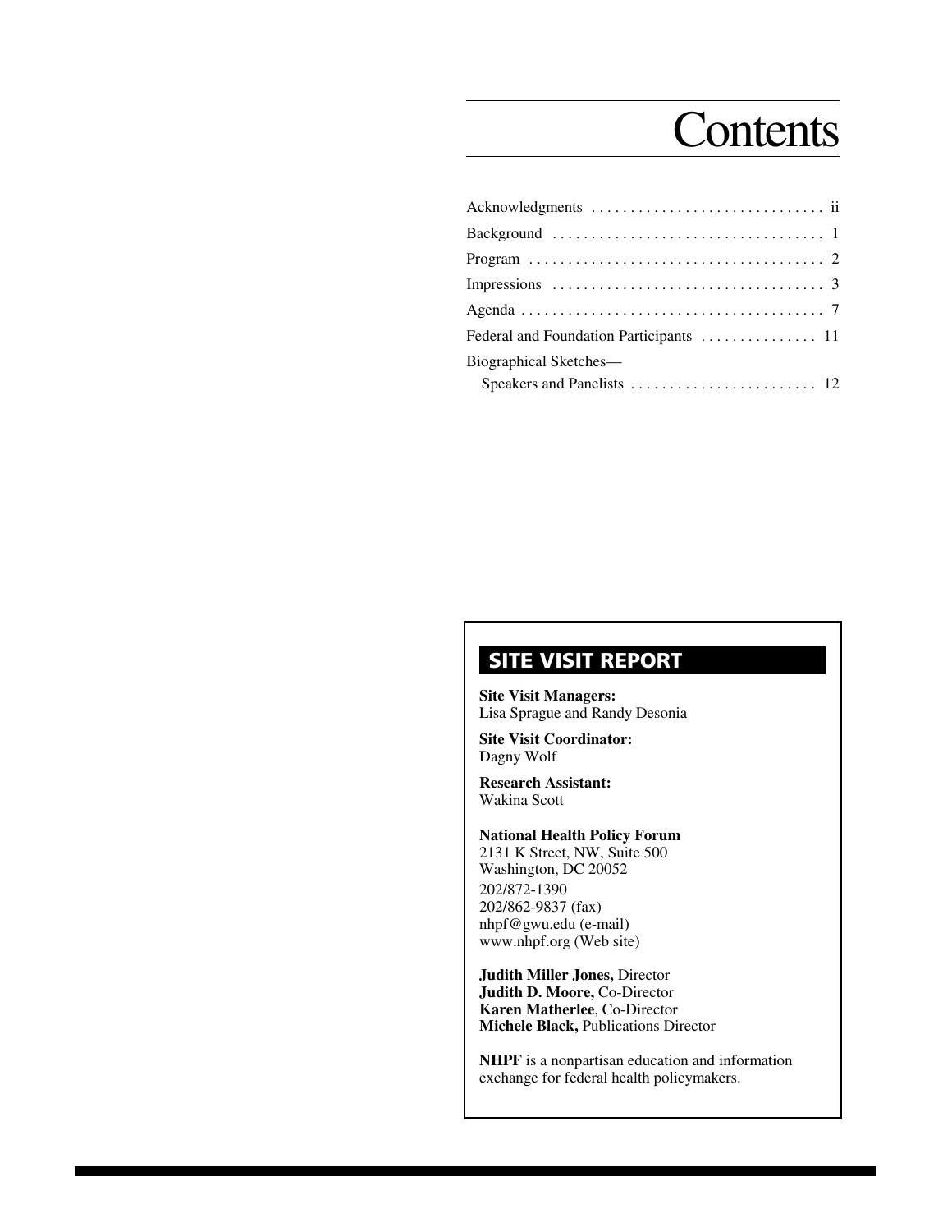# Contents

| | |
|---|---|
| Acknowledgments | ii |
| Background | 1 |
| Program | 2 |
| Impressions | 3 |
| Agenda | 7 |
| Federal and Foundation Participants | 11 |
| Biographical Sketches—Speakers and Panelists | 12 |

## SITE VISIT REPORT

**Site Visit Managers:**
Lisa Sprague and Randy Desonia

**Site Visit Coordinator:**
Dagny Wolf

**Research Assistant:**
Wakina Scott

**National Health Policy Forum**
2131 K Street, NW, Suite 500
Washington, DC 20052
202/872-1390
202/862-9837 (fax)
nhpf@gwu.edu (e-mail)
www.nhpf.org (Web site)

**Judith Miller Jones,** Director
**Judith D. Moore,** Co-Director
**Karen Matherlee**, Co-Director
**Michele Black,** Publications Director

**NHPF** is a nonpartisan education and information exchange for federal health policymakers.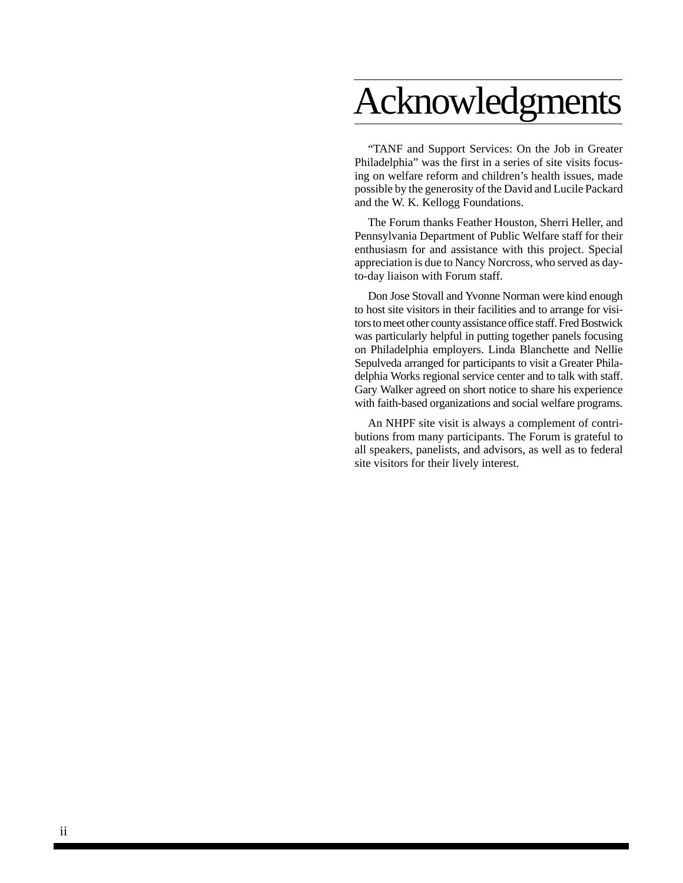# Acknowledgments

"TANF and Support Services: On the Job in Greater Philadelphia" was the first in a series of site visits focusing on welfare reform and children's health issues, made possible by the generosity of the David and Lucile Packard and the W. K. Kellogg Foundations.

The Forum thanks Feather Houston, Sherri Heller, and Pennsylvania Department of Public Welfare staff for their enthusiasm for and assistance with this project. Special appreciation is due to Nancy Norcross, who served as day-to-day liaison with Forum staff.

Don Jose Stovall and Yvonne Norman were kind enough to host site visitors in their facilities and to arrange for visitors to meet other county assistance office staff. Fred Bostwick was particularly helpful in putting together panels focusing on Philadelphia employers. Linda Blanchette and Nellie Sepulveda arranged for participants to visit a Greater Philadelphia Works regional service center and to talk with staff. Gary Walker agreed on short notice to share his experience with faith-based organizations and social welfare programs.

An NHPF site visit is always a complement of contributions from many participants. The Forum is grateful to all speakers, panelists, and advisors, as well as to federal site visitors for their lively interest.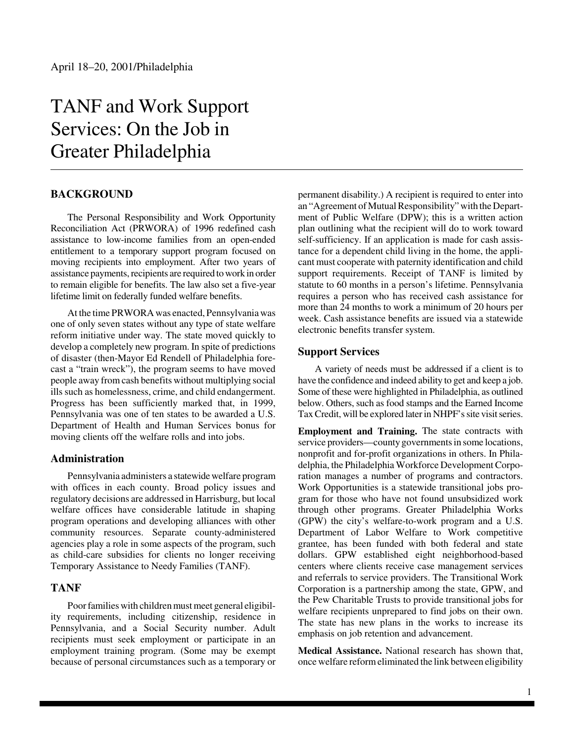April 18–20, 2001/Philadelphia

# TANF and Work Support Services: On the Job in Greater Philadelphia

## BACKGROUND

The Personal Responsibility and Work Opportunity Reconciliation Act (PRWORA) of 1996 redefined cash assistance to low-income families from an open-ended entitlement to a temporary support program focused on moving recipients into employment. After two years of assistance payments, recipients are required to work in order to remain eligible for benefits. The law also set a five-year lifetime limit on federally funded welfare benefits.

At the time PRWORA was enacted, Pennsylvania was one of only seven states without any type of state welfare reform initiative under way. The state moved quickly to develop a completely new program. In spite of predictions of disaster (then-Mayor Ed Rendell of Philadelphia forecast a "train wreck"), the program seems to have moved people away from cash benefits without multiplying social ills such as homelessness, crime, and child endangerment. Progress has been sufficiently marked that, in 1999, Pennsylvania was one of ten states to be awarded a U.S. Department of Health and Human Services bonus for moving clients off the welfare rolls and into jobs.

### Administration

Pennsylvania administers a statewide welfare program with offices in each county. Broad policy issues and regulatory decisions are addressed in Harrisburg, but local welfare offices have considerable latitude in shaping program operations and developing alliances with other community resources. Separate county-administered agencies play a role in some aspects of the program, such as child-care subsidies for clients no longer receiving Temporary Assistance to Needy Families (TANF).

### TANF

Poor families with children must meet general eligibility requirements, including citizenship, residence in Pennsylvania, and a Social Security number. Adult recipients must seek employment or participate in an employment training program. (Some may be exempt because of personal circumstances such as a temporary or permanent disability.) A recipient is required to enter into an "Agreement of Mutual Responsibility" with the Department of Public Welfare (DPW); this is a written action plan outlining what the recipient will do to work toward self-sufficiency. If an application is made for cash assistance for a dependent child living in the home, the applicant must cooperate with paternity identification and child support requirements. Receipt of TANF is limited by statute to 60 months in a person's lifetime. Pennsylvania requires a person who has received cash assistance for more than 24 months to work a minimum of 20 hours per week. Cash assistance benefits are issued via a statewide electronic benefits transfer system.

### Support Services

A variety of needs must be addressed if a client is to have the confidence and indeed ability to get and keep a job. Some of these were highlighted in Philadelphia, as outlined below. Others, such as food stamps and the Earned Income Tax Credit, will be explored later in NHPF's site visit series.

**Employment and Training.** The state contracts with service providers—county governments in some locations, nonprofit and for-profit organizations in others. In Philadelphia, the Philadelphia Workforce Development Corporation manages a number of programs and contractors. Work Opportunities is a statewide transitional jobs program for those who have not found unsubsidized work through other programs. Greater Philadelphia Works (GPW) the city's welfare-to-work program and a U.S. Department of Labor Welfare to Work competitive grantee, has been funded with both federal and state dollars. GPW established eight neighborhood-based centers where clients receive case management services and referrals to service providers. The Transitional Work Corporation is a partnership among the state, GPW, and the Pew Charitable Trusts to provide transitional jobs for welfare recipients unprepared to find jobs on their own. The state has new plans in the works to increase its emphasis on job retention and advancement.

**Medical Assistance.** National research has shown that, once welfare reform eliminated the link between eligibility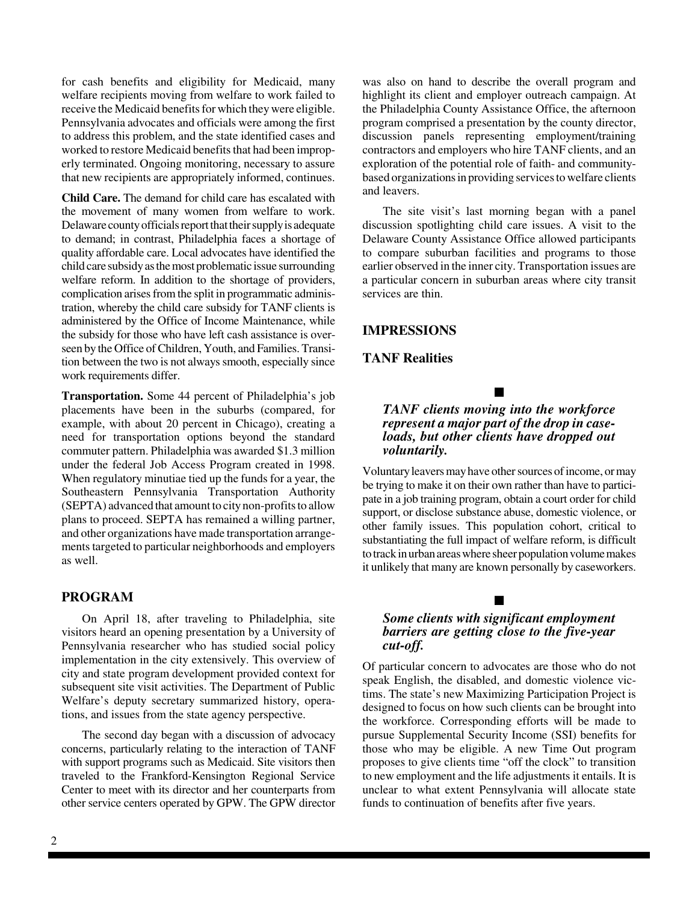for cash benefits and eligibility for Medicaid, many welfare recipients moving from welfare to work failed to receive the Medicaid benefits for which they were eligible. Pennsylvania advocates and officials were among the first to address this problem, and the state identified cases and worked to restore Medicaid benefits that had been improperly terminated. Ongoing monitoring, necessary to assure that new recipients are appropriately informed, continues.

**Child Care.** The demand for child care has escalated with the movement of many women from welfare to work. Delaware county officials report that their supply is adequate to demand; in contrast, Philadelphia faces a shortage of quality affordable care. Local advocates have identified the child care subsidy as the most problematic issue surrounding welfare reform. In addition to the shortage of providers, complication arises from the split in programmatic administration, whereby the child care subsidy for TANF clients is administered by the Office of Income Maintenance, while the subsidy for those who have left cash assistance is overseen by the Office of Children, Youth, and Families. Transition between the two is not always smooth, especially since work requirements differ.

**Transportation.** Some 44 percent of Philadelphia's job placements have been in the suburbs (compared, for example, with about 20 percent in Chicago), creating a need for transportation options beyond the standard commuter pattern. Philadelphia was awarded $1.3 million under the federal Job Access Program created in 1998. When regulatory minutiae tied up the funds for a year, the Southeastern Pennsylvania Transportation Authority (SEPTA) advanced that amount to city non-profits to allow plans to proceed. SEPTA has remained a willing partner, and other organizations have made transportation arrangements targeted to particular neighborhoods and employers as well.

## PROGRAM

On April 18, after traveling to Philadelphia, site visitors heard an opening presentation by a University of Pennsylvania researcher who has studied social policy implementation in the city extensively. This overview of city and state program development provided context for subsequent site visit activities. The Department of Public Welfare's deputy secretary summarized history, operations, and issues from the state agency perspective.

The second day began with a discussion of advocacy concerns, particularly relating to the interaction of TANF with support programs such as Medicaid. Site visitors then traveled to the Frankford-Kensington Regional Service Center to meet with its director and her counterparts from other service centers operated by GPW. The GPW director was also on hand to describe the overall program and highlight its client and employer outreach campaign. At the Philadelphia County Assistance Office, the afternoon program comprised a presentation by the county director, discussion panels representing employment/training contractors and employers who hire TANF clients, and an exploration of the potential role of faith- and community-based organizations in providing services to welfare clients and leavers.

The site visit's last morning began with a panel discussion spotlighting child care issues. A visit to the Delaware County Assistance Office allowed participants to compare suburban facilities and programs to those earlier observed in the inner city. Transportation issues are a particular concern in suburban areas where city transit services are thin.

## IMPRESSIONS

### TANF Realities

■

***TANF clients moving into the workforce represent a major part of the drop in caseloads, but other clients have dropped out voluntarily.***

Voluntary leavers may have other sources of income, or may be trying to make it on their own rather than have to participate in a job training program, obtain a court order for child support, or disclose substance abuse, domestic violence, or other family issues. This population cohort, critical to substantiating the full impact of welfare reform, is difficult to track in urban areas where sheer population volume makes it unlikely that many are known personally by caseworkers.

■

***Some clients with significant employment barriers are getting close to the five-year cut-off.***

Of particular concern to advocates are those who do not speak English, the disabled, and domestic violence victims. The state's new Maximizing Participation Project is designed to focus on how such clients can be brought into the workforce. Corresponding efforts will be made to pursue Supplemental Security Income (SSI) benefits for those who may be eligible. A new Time Out program proposes to give clients time "off the clock" to transition to new employment and the life adjustments it entails. It is unclear to what extent Pennsylvania will allocate state funds to continuation of benefits after five years.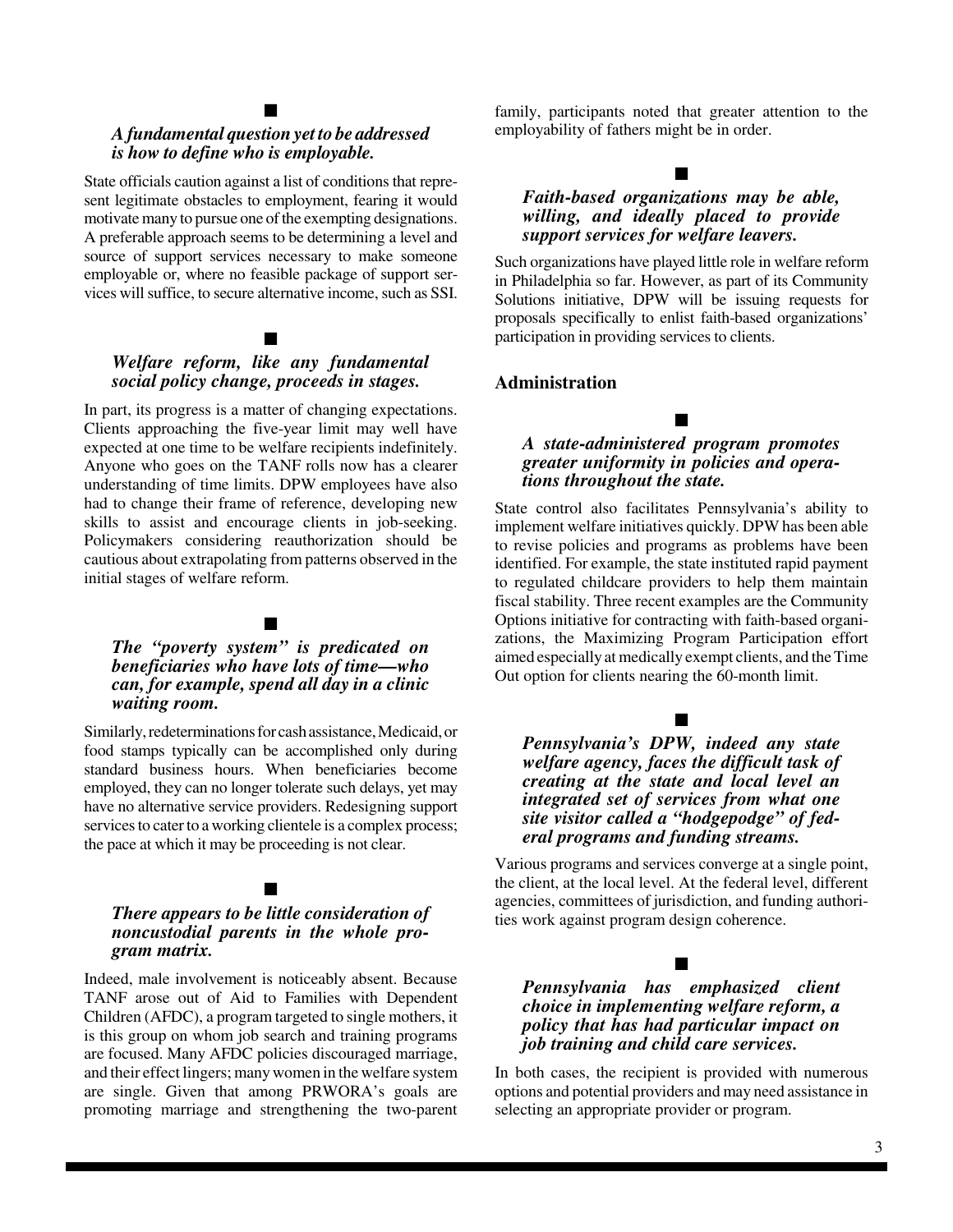■

***A fundamental question yet to be addressed is how to define who is employable.***

State officials caution against a list of conditions that represent legitimate obstacles to employment, fearing it would motivate many to pursue one of the exempting designations. A preferable approach seems to be determining a level and source of support services necessary to make someone employable or, where no feasible package of support services will suffice, to secure alternative income, such as SSI.

■

***Welfare reform, like any fundamental social policy change, proceeds in stages.***

In part, its progress is a matter of changing expectations. Clients approaching the five-year limit may well have expected at one time to be welfare recipients indefinitely. Anyone who goes on the TANF rolls now has a clearer understanding of time limits. DPW employees have also had to change their frame of reference, developing new skills to assist and encourage clients in job-seeking. Policymakers considering reauthorization should be cautious about extrapolating from patterns observed in the initial stages of welfare reform.

■

***The "poverty system" is predicated on beneficiaries who have lots of time—who can, for example, spend all day in a clinic waiting room.***

Similarly, redeterminations for cash assistance, Medicaid, or food stamps typically can be accomplished only during standard business hours. When beneficiaries become employed, they can no longer tolerate such delays, yet may have no alternative service providers. Redesigning support services to cater to a working clientele is a complex process; the pace at which it may be proceeding is not clear.

■

***There appears to be little consideration of noncustodial parents in the whole program matrix.***

Indeed, male involvement is noticeably absent. Because TANF arose out of Aid to Families with Dependent Children (AFDC), a program targeted to single mothers, it is this group on whom job search and training programs are focused. Many AFDC policies discouraged marriage, and their effect lingers; many women in the welfare system are single. Given that among PRWORA's goals are promoting marriage and strengthening the two-parent family, participants noted that greater attention to the employability of fathers might be in order.

■

***Faith-based organizations may be able, willing, and ideally placed to provide support services for welfare leavers.***

Such organizations have played little role in welfare reform in Philadelphia so far. However, as part of its Community Solutions initiative, DPW will be issuing requests for proposals specifically to enlist faith-based organizations' participation in providing services to clients.

## Administration

■

***A state-administered program promotes greater uniformity in policies and operations throughout the state.***

State control also facilitates Pennsylvania's ability to implement welfare initiatives quickly. DPW has been able to revise policies and programs as problems have been identified. For example, the state instituted rapid payment to regulated childcare providers to help them maintain fiscal stability. Three recent examples are the Community Options initiative for contracting with faith-based organizations, the Maximizing Program Participation effort aimed especially at medically exempt clients, and the Time Out option for clients nearing the 60-month limit.

■

***Pennsylvania's DPW, indeed any state welfare agency, faces the difficult task of creating at the state and local level an integrated set of services from what one site visitor called a "hodgepodge" of federal programs and funding streams.***

Various programs and services converge at a single point, the client, at the local level. At the federal level, different agencies, committees of jurisdiction, and funding authorities work against program design coherence.

■

***Pennsylvania has emphasized client choice in implementing welfare reform, a policy that has had particular impact on job training and child care services.***

In both cases, the recipient is provided with numerous options and potential providers and may need assistance in selecting an appropriate provider or program.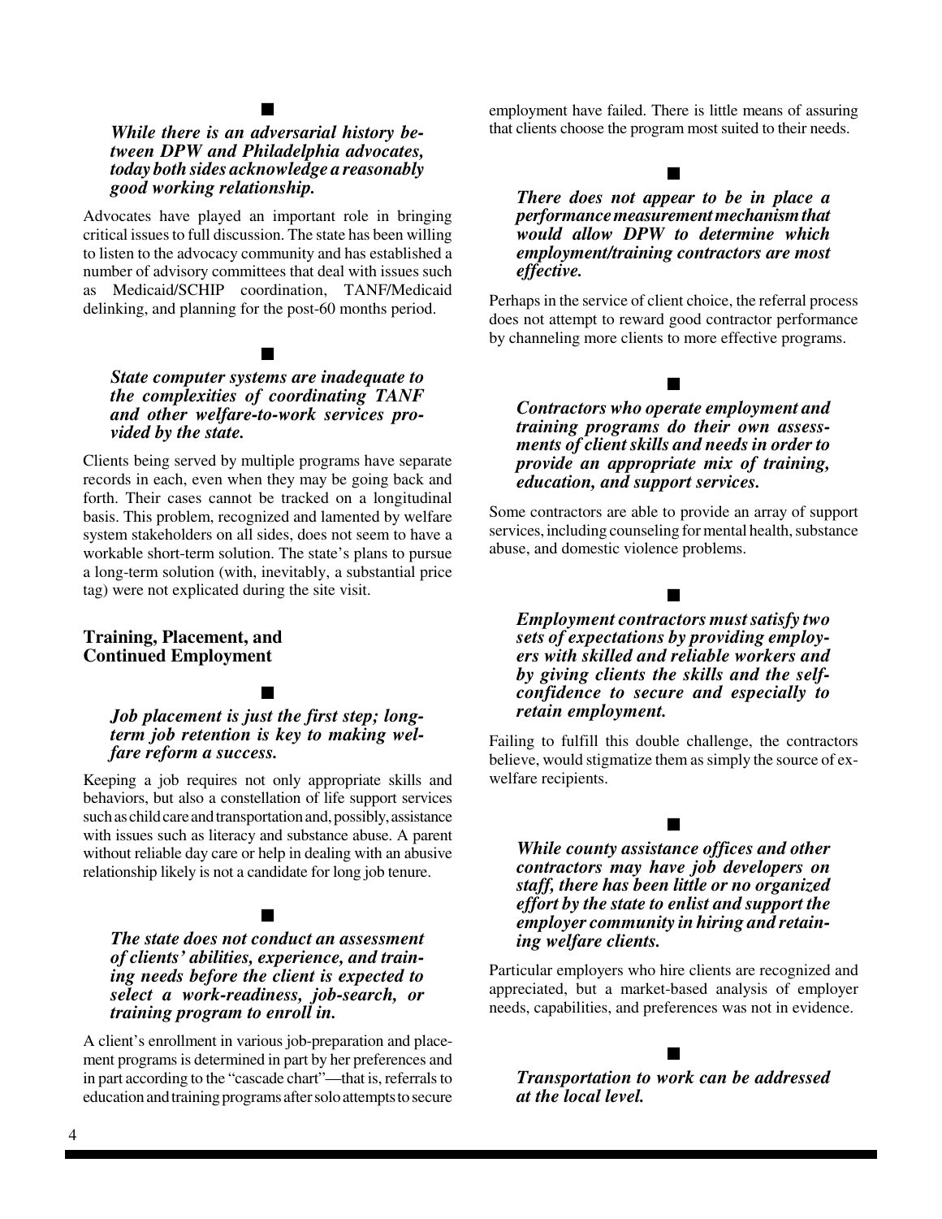■

***While there is an adversarial history between DPW and Philadelphia advocates, today both sides acknowledge a reasonably good working relationship.***

Advocates have played an important role in bringing critical issues to full discussion. The state has been willing to listen to the advocacy community and has established a number of advisory committees that deal with issues such as Medicaid/SCHIP coordination, TANF/Medicaid delinking, and planning for the post-60 months period.

■

***State computer systems are inadequate to the complexities of coordinating TANF and other welfare-to-work services provided by the state.***

Clients being served by multiple programs have separate records in each, even when they may be going back and forth. Their cases cannot be tracked on a longitudinal basis. This problem, recognized and lamented by welfare system stakeholders on all sides, does not seem to have a workable short-term solution. The state's plans to pursue a long-term solution (with, inevitably, a substantial price tag) were not explicated during the site visit.

## Training, Placement, and Continued Employment

■

***Job placement is just the first step; long-term job retention is key to making welfare reform a success.***

Keeping a job requires not only appropriate skills and behaviors, but also a constellation of life support services such as child care and transportation and, possibly, assistance with issues such as literacy and substance abuse. A parent without reliable day care or help in dealing with an abusive relationship likely is not a candidate for long job tenure.

■

***The state does not conduct an assessment of clients' abilities, experience, and training needs before the client is expected to select a work-readiness, job-search, or training program to enroll in.***

A client's enrollment in various job-preparation and placement programs is determined in part by her preferences and in part according to the "cascade chart"—that is, referrals to education and training programs after solo attempts to secure employment have failed. There is little means of assuring that clients choose the program most suited to their needs.

■

***There does not appear to be in place a performance measurement mechanism that would allow DPW to determine which employment/training contractors are most effective.***

Perhaps in the service of client choice, the referral process does not attempt to reward good contractor performance by channeling more clients to more effective programs.

■

***Contractors who operate employment and training programs do their own assessments of client skills and needs in order to provide an appropriate mix of training, education, and support services.***

Some contractors are able to provide an array of support services, including counseling for mental health, substance abuse, and domestic violence problems.

■

***Employment contractors must satisfy two sets of expectations by providing employers with skilled and reliable workers and by giving clients the skills and the self-confidence to secure and especially to retain employment.***

Failing to fulfill this double challenge, the contractors believe, would stigmatize them as simply the source of ex-welfare recipients.

■

***While county assistance offices and other contractors may have job developers on staff, there has been little or no organized effort by the state to enlist and support the employer community in hiring and retaining welfare clients.***

Particular employers who hire clients are recognized and appreciated, but a market-based analysis of employer needs, capabilities, and preferences was not in evidence.

■

***Transportation to work can be addressed at the local level.***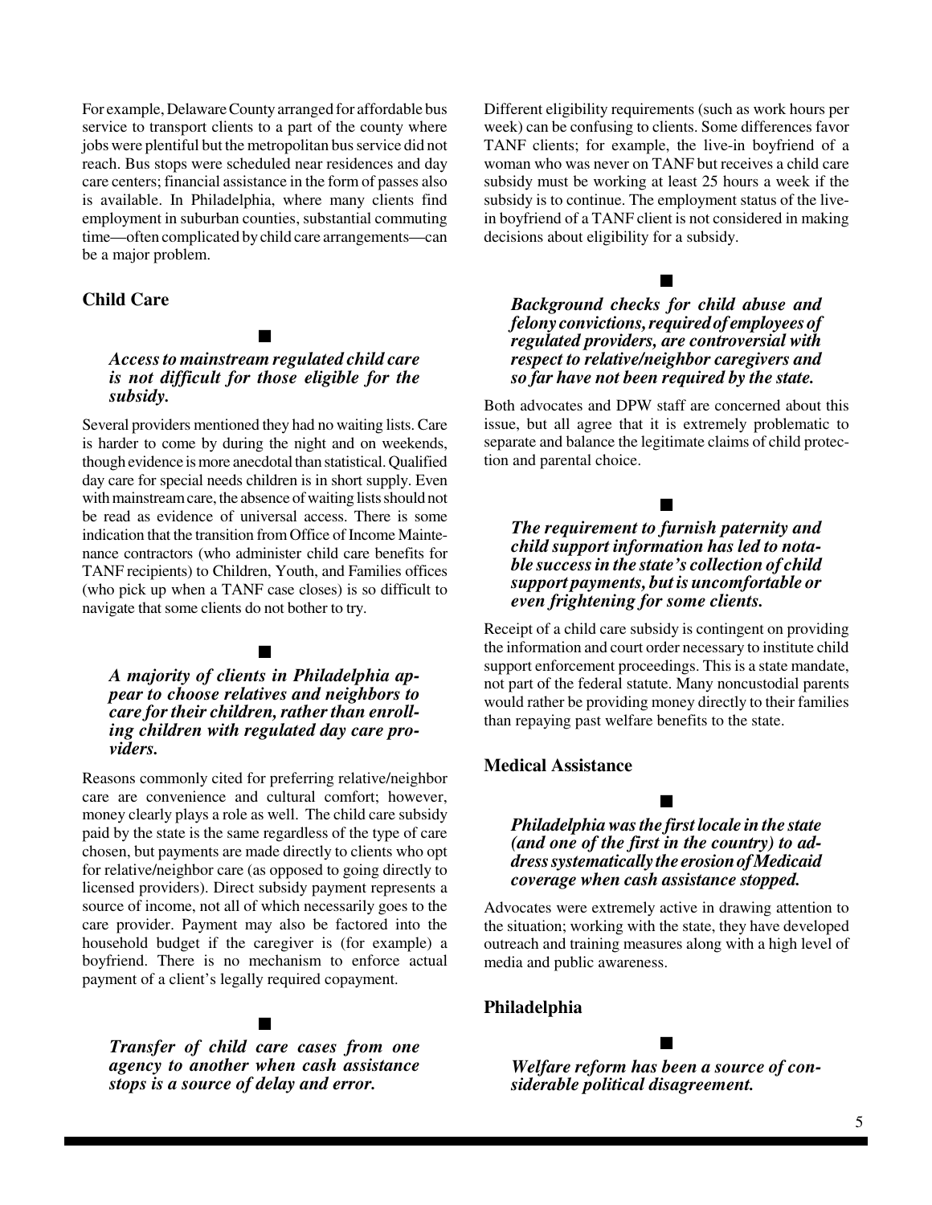For example, Delaware County arranged for affordable bus service to transport clients to a part of the county where jobs were plentiful but the metropolitan bus service did not reach. Bus stops were scheduled near residences and day care centers; financial assistance in the form of passes also is available. In Philadelphia, where many clients find employment in suburban counties, substantial commuting time—often complicated by child care arrangements—can be a major problem.

### Child Care

■

***Access to mainstream regulated child care is not difficult for those eligible for the subsidy.***

Several providers mentioned they had no waiting lists. Care is harder to come by during the night and on weekends, though evidence is more anecdotal than statistical. Qualified day care for special needs children is in short supply. Even with mainstream care, the absence of waiting lists should not be read as evidence of universal access. There is some indication that the transition from Office of Income Maintenance contractors (who administer child care benefits for TANF recipients) to Children, Youth, and Families offices (who pick up when a TANF case closes) is so difficult to navigate that some clients do not bother to try.

■

***A majority of clients in Philadelphia appear to choose relatives and neighbors to care for their children, rather than enrolling children with regulated day care providers.***

Reasons commonly cited for preferring relative/neighbor care are convenience and cultural comfort; however, money clearly plays a role as well. The child care subsidy paid by the state is the same regardless of the type of care chosen, but payments are made directly to clients who opt for relative/neighbor care (as opposed to going directly to licensed providers). Direct subsidy payment represents a source of income, not all of which necessarily goes to the care provider. Payment may also be factored into the household budget if the caregiver is (for example) a boyfriend. There is no mechanism to enforce actual payment of a client's legally required copayment.

■

***Transfer of child care cases from one agency to another when cash assistance stops is a source of delay and error.***

Different eligibility requirements (such as work hours per week) can be confusing to clients. Some differences favor TANF clients; for example, the live-in boyfriend of a woman who was never on TANF but receives a child care subsidy must be working at least 25 hours a week if the subsidy is to continue. The employment status of the live-in boyfriend of a TANF client is not considered in making decisions about eligibility for a subsidy.

■

***Background checks for child abuse and felony convictions, required of employees of regulated providers, are controversial with respect to relative/neighbor caregivers and so far have not been required by the state.***

Both advocates and DPW staff are concerned about this issue, but all agree that it is extremely problematic to separate and balance the legitimate claims of child protection and parental choice.

■

***The requirement to furnish paternity and child support information has led to notable success in the state's collection of child support payments, but is uncomfortable or even frightening for some clients.***

Receipt of a child care subsidy is contingent on providing the information and court order necessary to institute child support enforcement proceedings. This is a state mandate, not part of the federal statute. Many noncustodial parents would rather be providing money directly to their families than repaying past welfare benefits to the state.

### Medical Assistance

■

***Philadelphia was the first locale in the state (and one of the first in the country) to address systematically the erosion of Medicaid coverage when cash assistance stopped.***

Advocates were extremely active in drawing attention to the situation; working with the state, they have developed outreach and training measures along with a high level of media and public awareness.

### Philadelphia

■

***Welfare reform has been a source of considerable political disagreement.***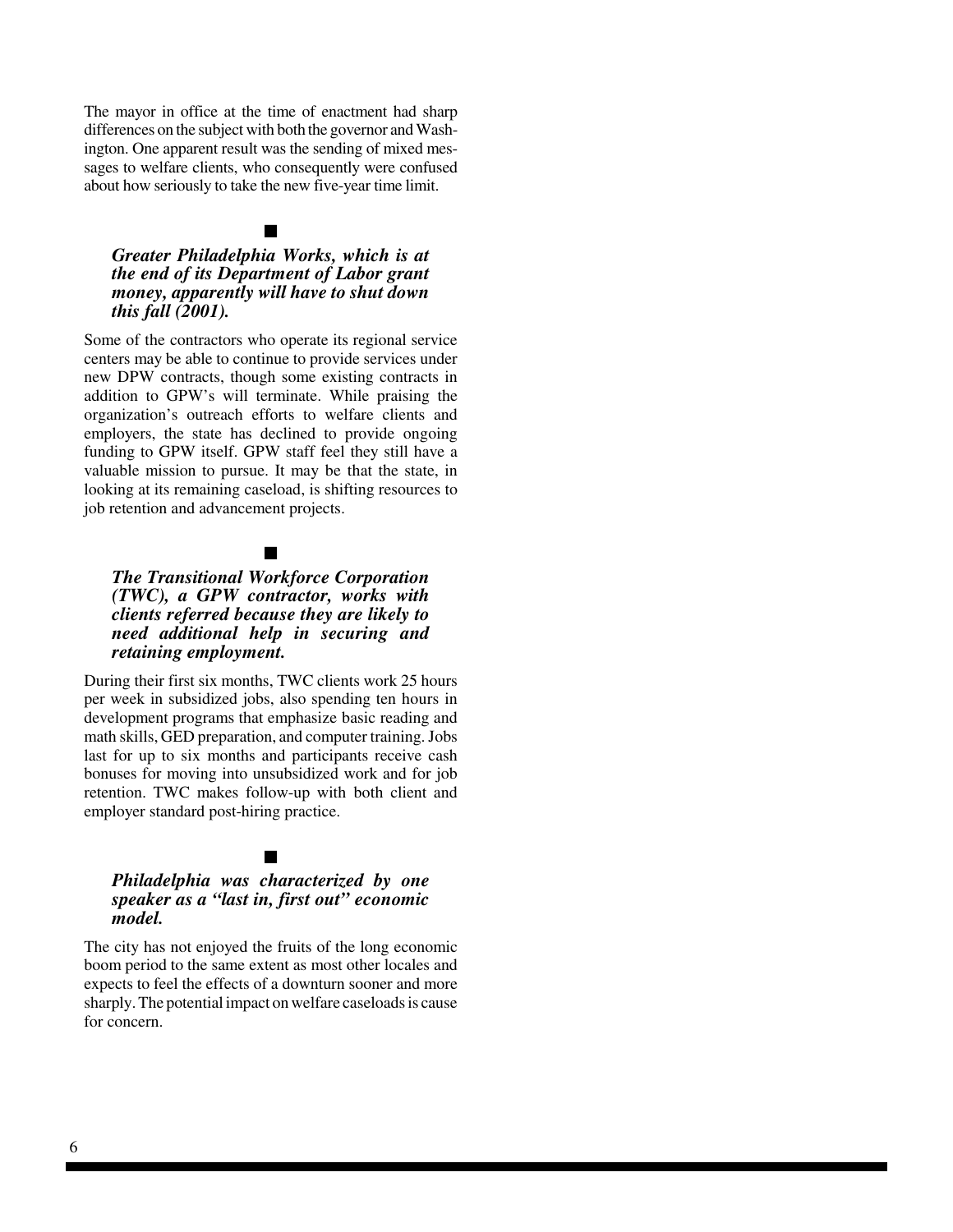The mayor in office at the time of enactment had sharp differences on the subject with both the governor and Washington. One apparent result was the sending of mixed messages to welfare clients, who consequently were confused about how seriously to take the new five-year time limit.

■

### ***Greater Philadelphia Works, which is at the end of its Department of Labor grant money, apparently will have to shut down this fall (2001).***

Some of the contractors who operate its regional service centers may be able to continue to provide services under new DPW contracts, though some existing contracts in addition to GPW's will terminate. While praising the organization's outreach efforts to welfare clients and employers, the state has declined to provide ongoing funding to GPW itself. GPW staff feel they still have a valuable mission to pursue. It may be that the state, in looking at its remaining caseload, is shifting resources to job retention and advancement projects.

■

### ***The Transitional Workforce Corporation (TWC), a GPW contractor, works with clients referred because they are likely to need additional help in securing and retaining employment.***

During their first six months, TWC clients work 25 hours per week in subsidized jobs, also spending ten hours in development programs that emphasize basic reading and math skills, GED preparation, and computer training. Jobs last for up to six months and participants receive cash bonuses for moving into unsubsidized work and for job retention. TWC makes follow-up with both client and employer standard post-hiring practice.

■

### ***Philadelphia was characterized by one speaker as a "last in, first out" economic model.***

The city has not enjoyed the fruits of the long economic boom period to the same extent as most other locales and expects to feel the effects of a downturn sooner and more sharply. The potential impact on welfare caseloads is cause for concern.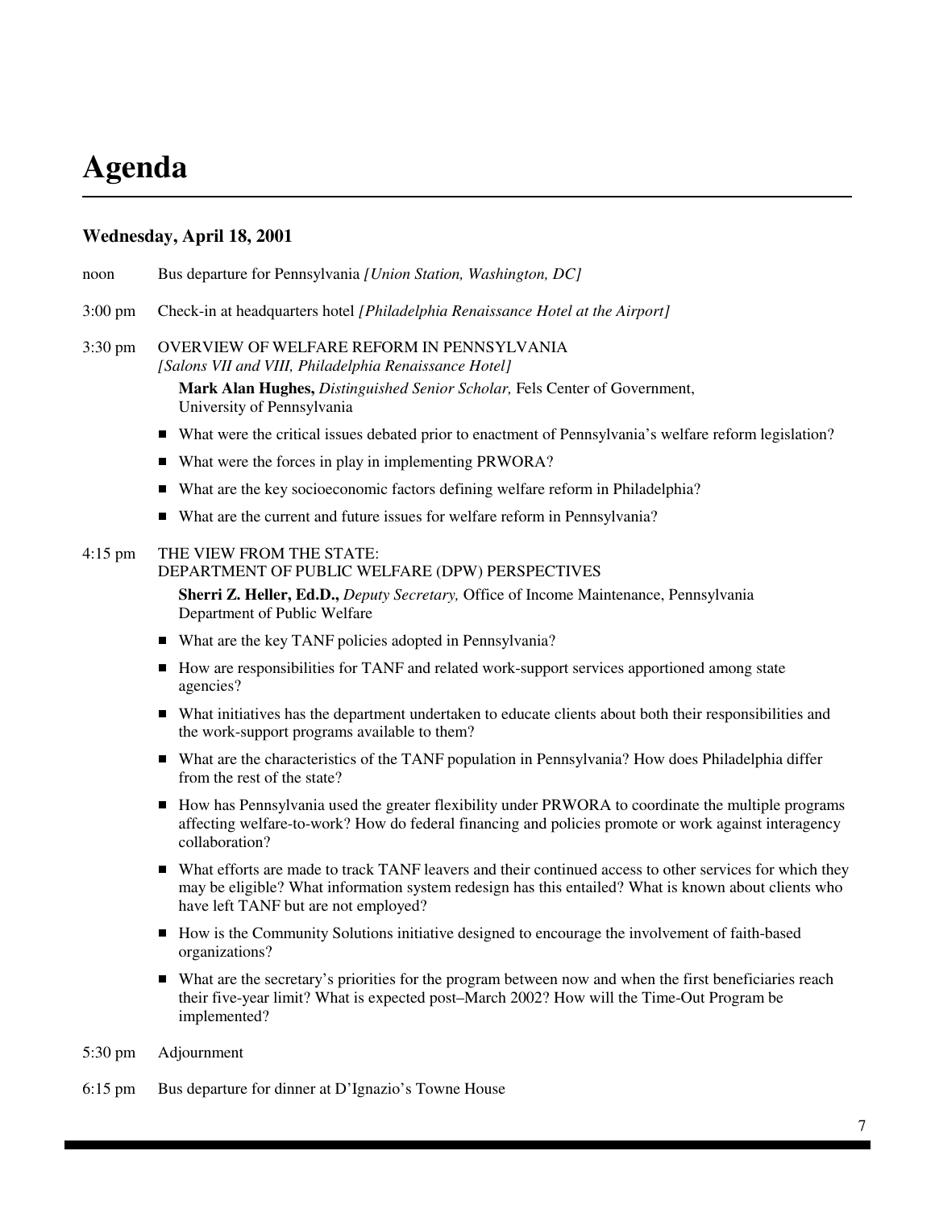# Agenda

## Wednesday, April 18, 2001

noon Bus departure for Pennsylvania *[Union Station, Washington, DC]*

3:00 pm Check-in at headquarters hotel *[Philadelphia Renaissance Hotel at the Airport]*

3:30 pm OVERVIEW OF WELFARE REFORM IN PENNSYLVANIA
*[Salons VII and VIII, Philadelphia Renaissance Hotel]*

**Mark Alan Hughes,** *Distinguished Senior Scholar,* Fels Center of Government, University of Pennsylvania

- What were the critical issues debated prior to enactment of Pennsylvania's welfare reform legislation?
- What were the forces in play in implementing PRWORA?
- What are the key socioeconomic factors defining welfare reform in Philadelphia?
- What are the current and future issues for welfare reform in Pennsylvania?

4:15 pm THE VIEW FROM THE STATE:
DEPARTMENT OF PUBLIC WELFARE (DPW) PERSPECTIVES

**Sherri Z. Heller, Ed.D.,** *Deputy Secretary,* Office of Income Maintenance, Pennsylvania Department of Public Welfare

- What are the key TANF policies adopted in Pennsylvania?
- How are responsibilities for TANF and related work-support services apportioned among state agencies?
- What initiatives has the department undertaken to educate clients about both their responsibilities and the work-support programs available to them?
- What are the characteristics of the TANF population in Pennsylvania? How does Philadelphia differ from the rest of the state?
- How has Pennsylvania used the greater flexibility under PRWORA to coordinate the multiple programs affecting welfare-to-work? How do federal financing and policies promote or work against interagency collaboration?
- What efforts are made to track TANF leavers and their continued access to other services for which they may be eligible? What information system redesign has this entailed? What is known about clients who have left TANF but are not employed?
- How is the Community Solutions initiative designed to encourage the involvement of faith-based organizations?
- What are the secretary's priorities for the program between now and when the first beneficiaries reach their five-year limit? What is expected post–March 2002? How will the Time-Out Program be implemented?

5:30 pm Adjournment

6:15 pm Bus departure for dinner at D'Ignazio's Towne House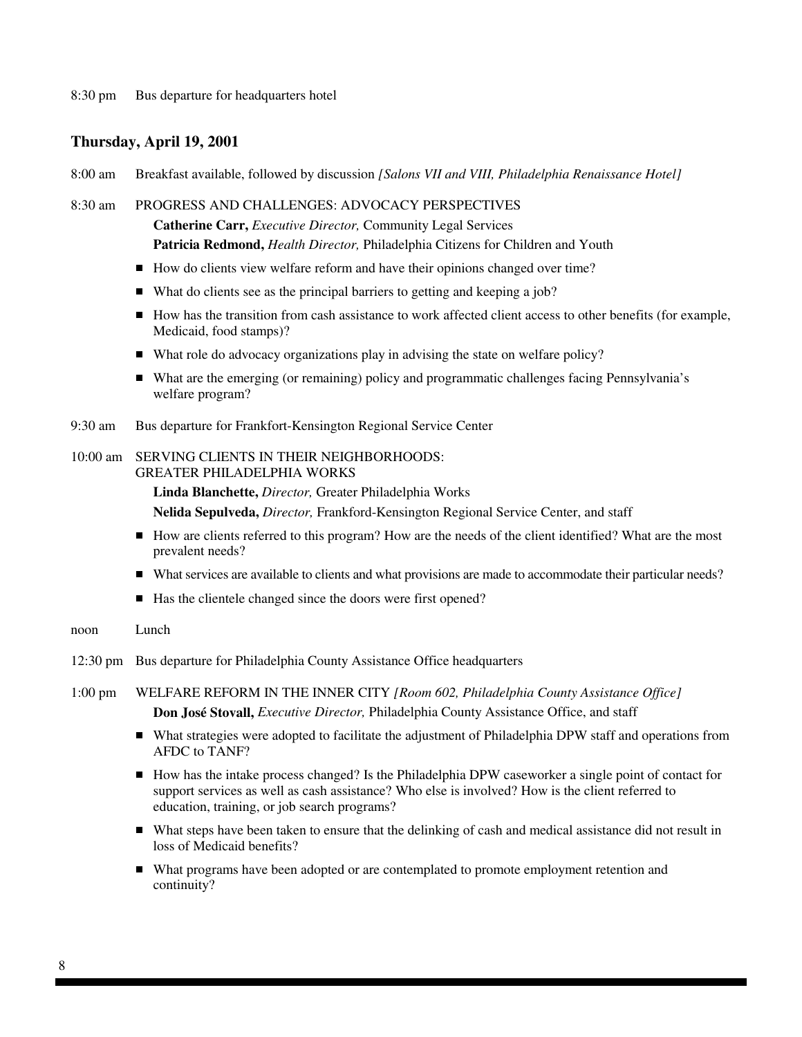8:30 pm Bus departure for headquarters hotel

### Thursday, April 19, 2001

8:00 am Breakfast available, followed by discussion *[Salons VII and VIII, Philadelphia Renaissance Hotel]*

8:30 am PROGRESS AND CHALLENGES: ADVOCACY PERSPECTIVES

**Catherine Carr,** *Executive Director,* Community Legal Services

**Patricia Redmond,** *Health Director,* Philadelphia Citizens for Children and Youth

- How do clients view welfare reform and have their opinions changed over time?
- What do clients see as the principal barriers to getting and keeping a job?
- How has the transition from cash assistance to work affected client access to other benefits (for example, Medicaid, food stamps)?
- What role do advocacy organizations play in advising the state on welfare policy?
- What are the emerging (or remaining) policy and programmatic challenges facing Pennsylvania's welfare program?

9:30 am Bus departure for Frankfort-Kensington Regional Service Center

10:00 am SERVING CLIENTS IN THEIR NEIGHBORHOODS: GREATER PHILADELPHIA WORKS

**Linda Blanchette,** *Director,* Greater Philadelphia Works

**Nelida Sepulveda,** *Director,* Frankford-Kensington Regional Service Center, and staff

- How are clients referred to this program? How are the needs of the client identified? What are the most prevalent needs?
- What services are available to clients and what provisions are made to accommodate their particular needs?
- Has the clientele changed since the doors were first opened?

noon Lunch

12:30 pm Bus departure for Philadelphia County Assistance Office headquarters

1:00 pm WELFARE REFORM IN THE INNER CITY *[Room 602, Philadelphia County Assistance Office]*

**Don José Stovall,** *Executive Director,* Philadelphia County Assistance Office, and staff

- What strategies were adopted to facilitate the adjustment of Philadelphia DPW staff and operations from AFDC to TANF?
- How has the intake process changed? Is the Philadelphia DPW caseworker a single point of contact for support services as well as cash assistance? Who else is involved? How is the client referred to education, training, or job search programs?
- What steps have been taken to ensure that the delinking of cash and medical assistance did not result in loss of Medicaid benefits?
- What programs have been adopted or are contemplated to promote employment retention and continuity?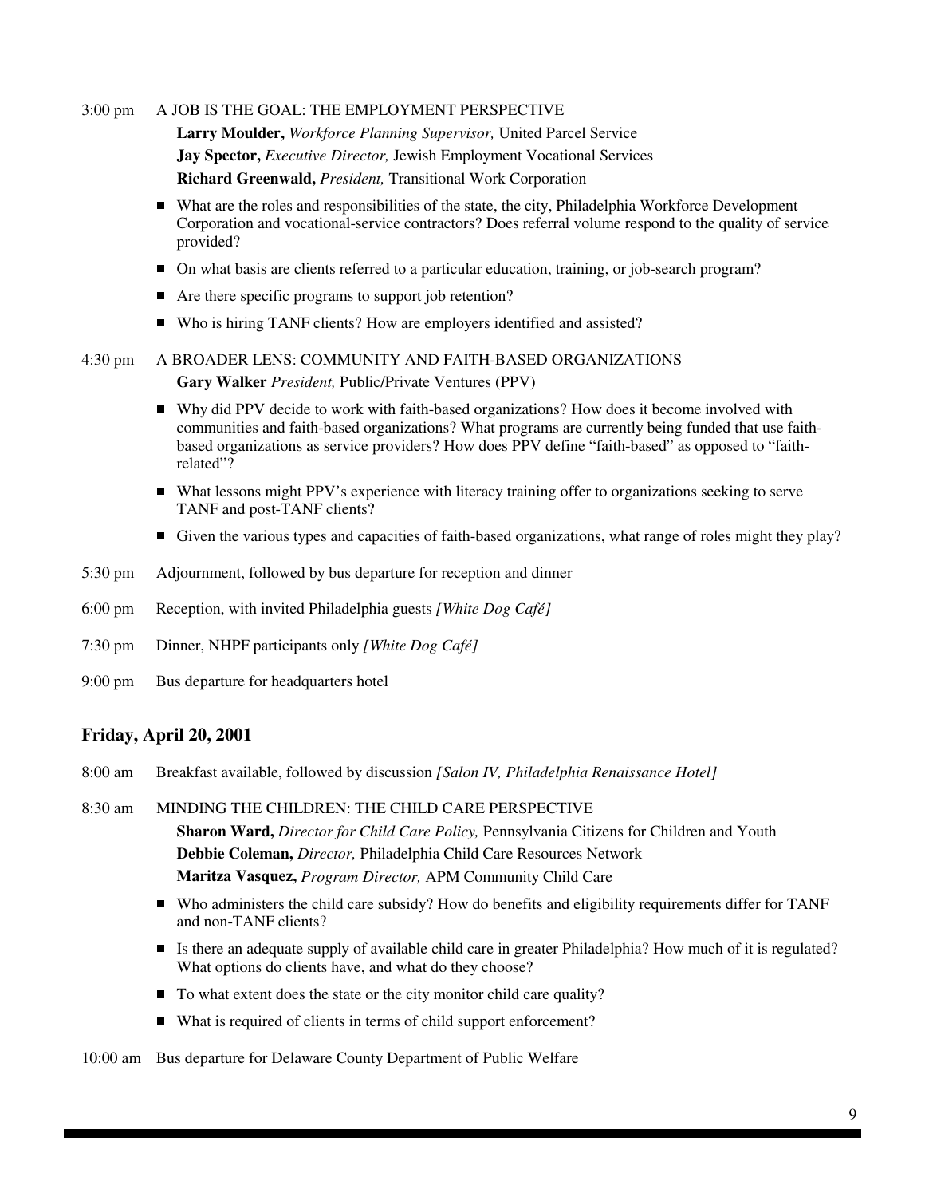3:00 pm A JOB IS THE GOAL: THE EMPLOYMENT PERSPECTIVE

**Larry Moulder,** *Workforce Planning Supervisor,* United Parcel Service
**Jay Spector,** *Executive Director,* Jewish Employment Vocational Services
**Richard Greenwald,** *President,* Transitional Work Corporation

- What are the roles and responsibilities of the state, the city, Philadelphia Workforce Development Corporation and vocational-service contractors? Does referral volume respond to the quality of service provided?
- On what basis are clients referred to a particular education, training, or job-search program?
- Are there specific programs to support job retention?
- Who is hiring TANF clients? How are employers identified and assisted?

4:30 pm A BROADER LENS: COMMUNITY AND FAITH-BASED ORGANIZATIONS

**Gary Walker** *President,* Public/Private Ventures (PPV)

- Why did PPV decide to work with faith-based organizations? How does it become involved with communities and faith-based organizations? What programs are currently being funded that use faith-based organizations as service providers? How does PPV define "faith-based" as opposed to "faith-related"?
- What lessons might PPV's experience with literacy training offer to organizations seeking to serve TANF and post-TANF clients?
- Given the various types and capacities of faith-based organizations, what range of roles might they play?

5:30 pm Adjournment, followed by bus departure for reception and dinner

6:00 pm Reception, with invited Philadelphia guests *[White Dog Café]*

7:30 pm Dinner, NHPF participants only *[White Dog Café]*

9:00 pm Bus departure for headquarters hotel

## Friday, April 20, 2001

8:00 am Breakfast available, followed by discussion *[Salon IV, Philadelphia Renaissance Hotel]*

8:30 am MINDING THE CHILDREN: THE CHILD CARE PERSPECTIVE

**Sharon Ward,** *Director for Child Care Policy,* Pennsylvania Citizens for Children and Youth
**Debbie Coleman,** *Director,* Philadelphia Child Care Resources Network
**Maritza Vasquez,** *Program Director,* APM Community Child Care

- Who administers the child care subsidy? How do benefits and eligibility requirements differ for TANF and non-TANF clients?
- Is there an adequate supply of available child care in greater Philadelphia? How much of it is regulated? What options do clients have, and what do they choose?
- To what extent does the state or the city monitor child care quality?
- What is required of clients in terms of child support enforcement?

10:00 am Bus departure for Delaware County Department of Public Welfare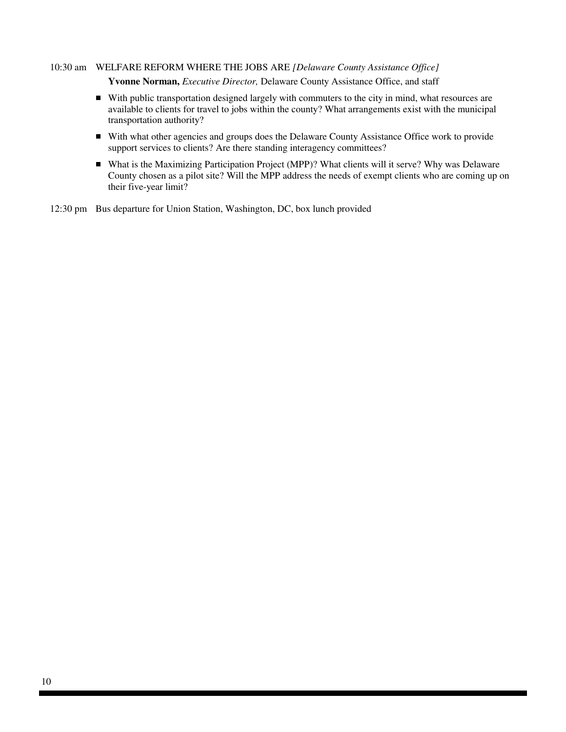10:30 am WELFARE REFORM WHERE THE JOBS ARE *[Delaware County Assistance Office]*

**Yvonne Norman,** *Executive Director,* Delaware County Assistance Office, and staff

- With public transportation designed largely with commuters to the city in mind, what resources are available to clients for travel to jobs within the county? What arrangements exist with the municipal transportation authority?
- With what other agencies and groups does the Delaware County Assistance Office work to provide support services to clients? Are there standing interagency committees?
- What is the Maximizing Participation Project (MPP)? What clients will it serve? Why was Delaware County chosen as a pilot site? Will the MPP address the needs of exempt clients who are coming up on their five-year limit?

12:30 pm Bus departure for Union Station, Washington, DC, box lunch provided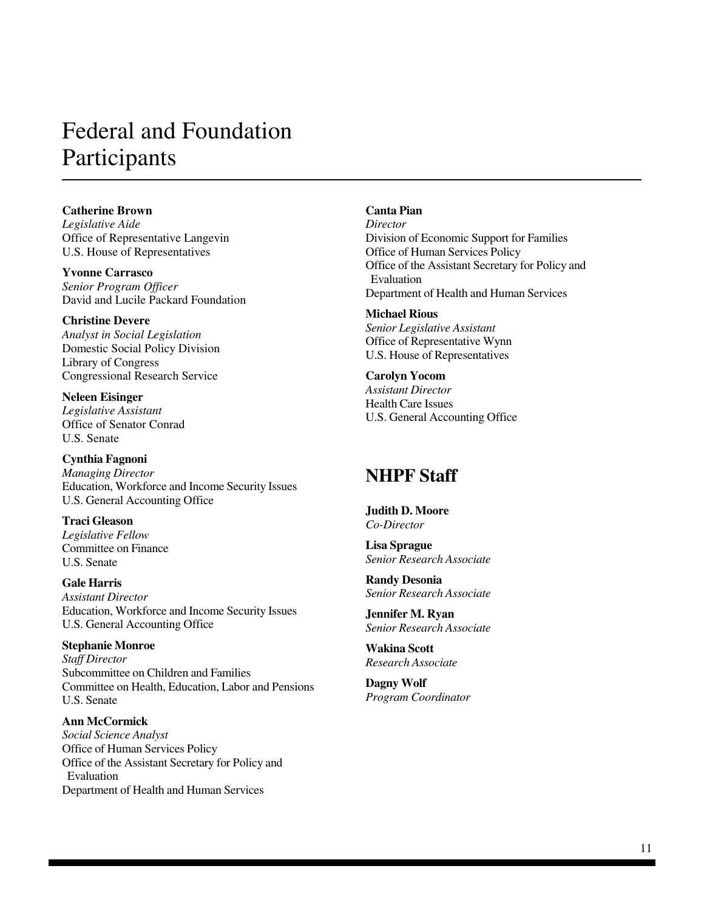# Federal and Foundation Participants

**Catherine Brown**
*Legislative Aide*
Office of Representative Langevin
U.S. House of Representatives

**Yvonne Carrasco**
*Senior Program Officer*
David and Lucile Packard Foundation

**Christine Devere**
*Analyst in Social Legislation*
Domestic Social Policy Division
Library of Congress
Congressional Research Service

**Neleen Eisinger**
*Legislative Assistant*
Office of Senator Conrad
U.S. Senate

**Cynthia Fagnoni**
*Managing Director*
Education, Workforce and Income Security Issues
U.S. General Accounting Office

**Traci Gleason**
*Legislative Fellow*
Committee on Finance
U.S. Senate

**Gale Harris**
*Assistant Director*
Education, Workforce and Income Security Issues
U.S. General Accounting Office

**Stephanie Monroe**
*Staff Director*
Subcommittee on Children and Families
Committee on Health, Education, Labor and Pensions
U.S. Senate

**Ann McCormick**
*Social Science Analyst*
Office of Human Services Policy
Office of the Assistant Secretary for Policy and Evaluation
Department of Health and Human Services

**Canta Pian**
*Director*
Division of Economic Support for Families
Office of Human Services Policy
Office of the Assistant Secretary for Policy and Evaluation
Department of Health and Human Services

**Michael Rious**
*Senior Legislative Assistant*
Office of Representative Wynn
U.S. House of Representatives

**Carolyn Yocom**
*Assistant Director*
Health Care Issues
U.S. General Accounting Office

## NHPF Staff

**Judith D. Moore**
*Co-Director*

**Lisa Sprague**
*Senior Research Associate*

**Randy Desonia**
*Senior Research Associate*

**Jennifer M. Ryan**
*Senior Research Associate*

**Wakina Scott**
*Research Associate*

**Dagny Wolf**
*Program Coordinator*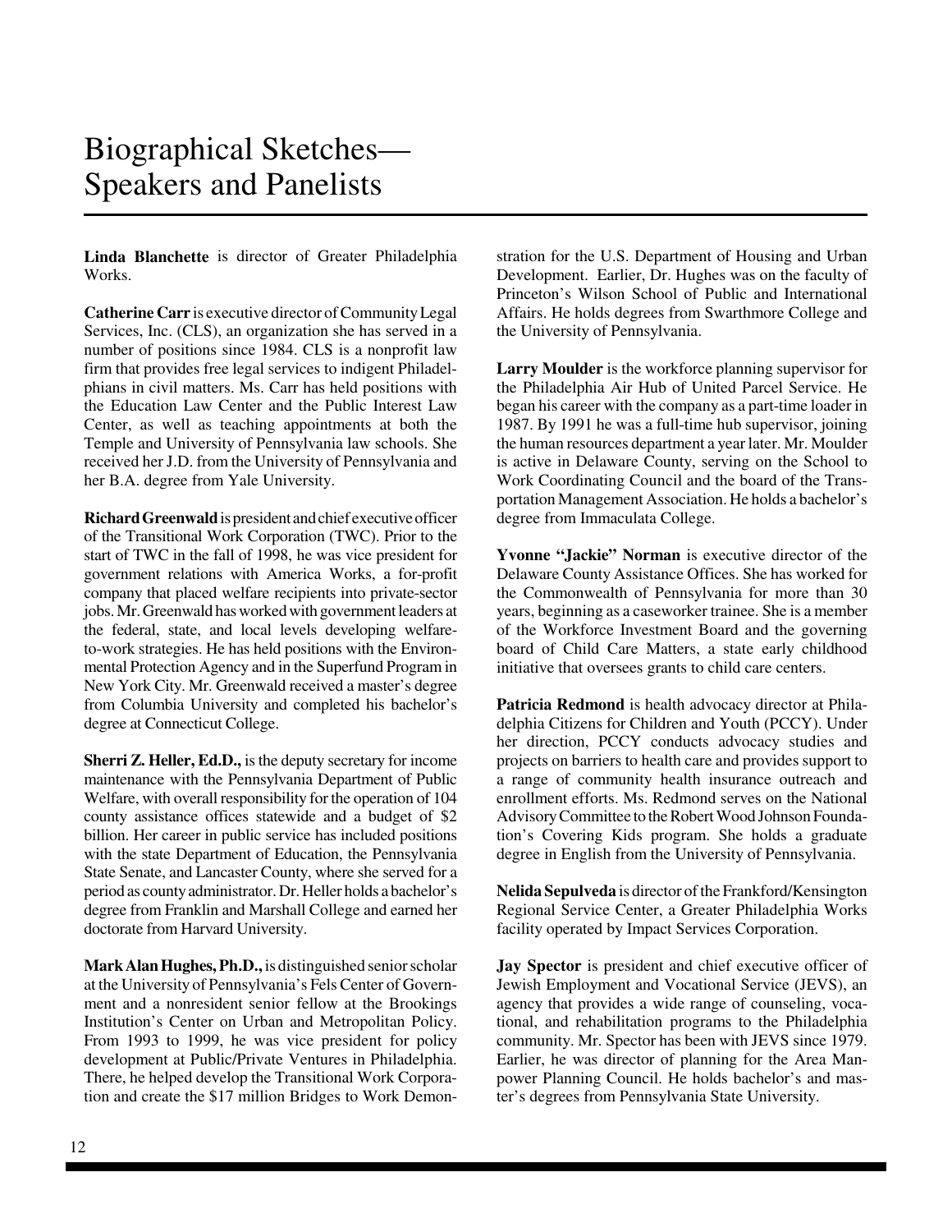# Biographical Sketches— Speakers and Panelists

**Linda Blanchette** is director of Greater Philadelphia Works.

**Catherine Carr** is executive director of Community Legal Services, Inc. (CLS), an organization she has served in a number of positions since 1984. CLS is a nonprofit law firm that provides free legal services to indigent Philadelphians in civil matters. Ms. Carr has held positions with the Education Law Center and the Public Interest Law Center, as well as teaching appointments at both the Temple and University of Pennsylvania law schools. She received her J.D. from the University of Pennsylvania and her B.A. degree from Yale University.

**Richard Greenwald** is president and chief executive officer of the Transitional Work Corporation (TWC). Prior to the start of TWC in the fall of 1998, he was vice president for government relations with America Works, a for-profit company that placed welfare recipients into private-sector jobs. Mr. Greenwald has worked with government leaders at the federal, state, and local levels developing welfare-to-work strategies. He has held positions with the Environmental Protection Agency and in the Superfund Program in New York City. Mr. Greenwald received a master's degree from Columbia University and completed his bachelor's degree at Connecticut College.

**Sherri Z. Heller, Ed.D.,** is the deputy secretary for income maintenance with the Pennsylvania Department of Public Welfare, with overall responsibility for the operation of 104 county assistance offices statewide and a budget of $2 billion. Her career in public service has included positions with the state Department of Education, the Pennsylvania State Senate, and Lancaster County, where she served for a period as county administrator. Dr. Heller holds a bachelor's degree from Franklin and Marshall College and earned her doctorate from Harvard University.

**Mark Alan Hughes, Ph.D.,** is distinguished senior scholar at the University of Pennsylvania's Fels Center of Government and a nonresident senior fellow at the Brookings Institution's Center on Urban and Metropolitan Policy. From 1993 to 1999, he was vice president for policy development at Public/Private Ventures in Philadelphia. There, he helped develop the Transitional Work Corporation and create the $17 million Bridges to Work Demonstration for the U.S. Department of Housing and Urban Development. Earlier, Dr. Hughes was on the faculty of Princeton's Wilson School of Public and International Affairs. He holds degrees from Swarthmore College and the University of Pennsylvania.

**Larry Moulder** is the workforce planning supervisor for the Philadelphia Air Hub of United Parcel Service. He began his career with the company as a part-time loader in 1987. By 1991 he was a full-time hub supervisor, joining the human resources department a year later. Mr. Moulder is active in Delaware County, serving on the School to Work Coordinating Council and the board of the Transportation Management Association. He holds a bachelor's degree from Immaculata College.

**Yvonne "Jackie" Norman** is executive director of the Delaware County Assistance Offices. She has worked for the Commonwealth of Pennsylvania for more than 30 years, beginning as a caseworker trainee. She is a member of the Workforce Investment Board and the governing board of Child Care Matters, a state early childhood initiative that oversees grants to child care centers.

**Patricia Redmond** is health advocacy director at Philadelphia Citizens for Children and Youth (PCCY). Under her direction, PCCY conducts advocacy studies and projects on barriers to health care and provides support to a range of community health insurance outreach and enrollment efforts. Ms. Redmond serves on the National Advisory Committee to the Robert Wood Johnson Foundation's Covering Kids program. She holds a graduate degree in English from the University of Pennsylvania.

**Nelida Sepulveda** is director of the Frankford/Kensington Regional Service Center, a Greater Philadelphia Works facility operated by Impact Services Corporation.

**Jay Spector** is president and chief executive officer of Jewish Employment and Vocational Service (JEVS), an agency that provides a wide range of counseling, vocational, and rehabilitation programs to the Philadelphia community. Mr. Spector has been with JEVS since 1979. Earlier, he was director of planning for the Area Manpower Planning Council. He holds bachelor's and master's degrees from Pennsylvania State University.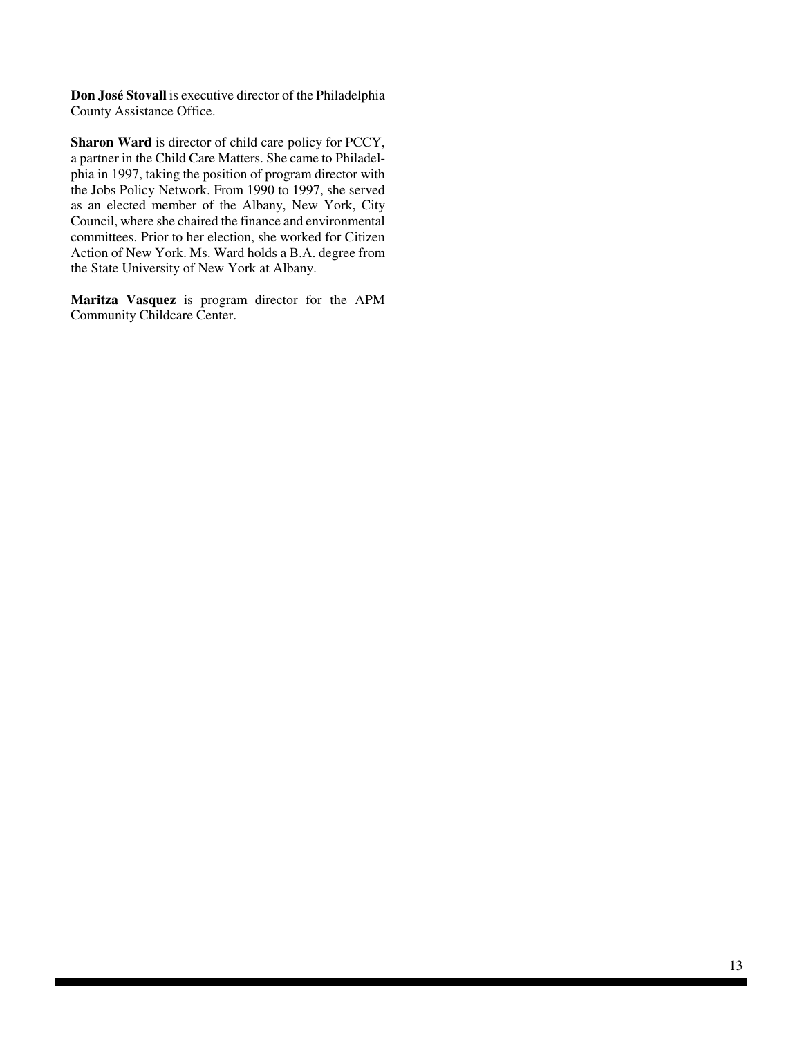**Don José Stovall** is executive director of the Philadelphia County Assistance Office.

**Sharon Ward** is director of child care policy for PCCY, a partner in the Child Care Matters. She came to Philadelphia in 1997, taking the position of program director with the Jobs Policy Network. From 1990 to 1997, she served as an elected member of the Albany, New York, City Council, where she chaired the finance and environmental committees. Prior to her election, she worked for Citizen Action of New York. Ms. Ward holds a B.A. degree from the State University of New York at Albany.

**Maritza Vasquez** is program director for the APM Community Childcare Center.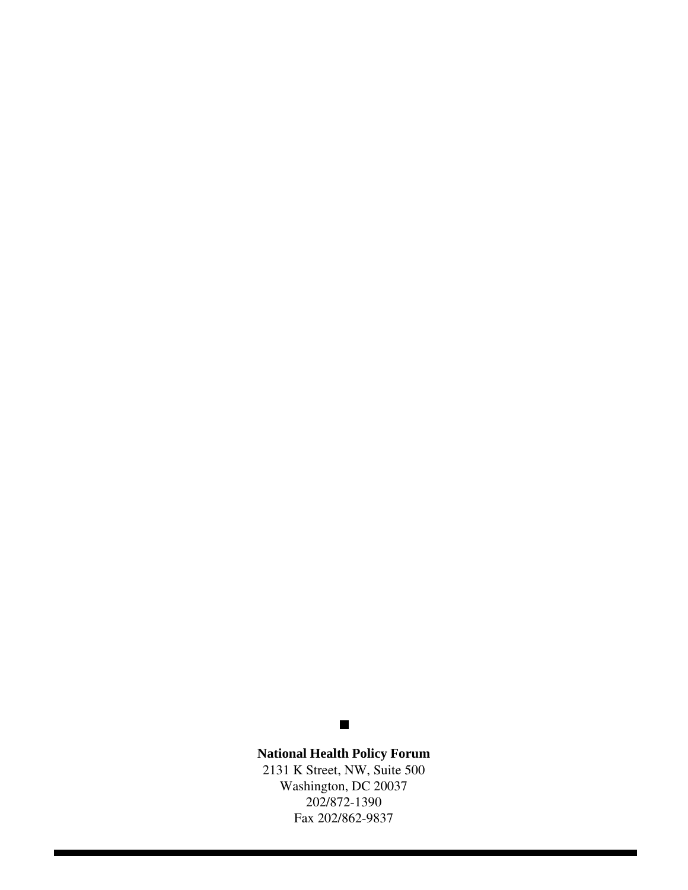■

**National Health Policy Forum**
2131 K Street, NW, Suite 500
Washington, DC 20037
202/872-1390
Fax 202/862-9837